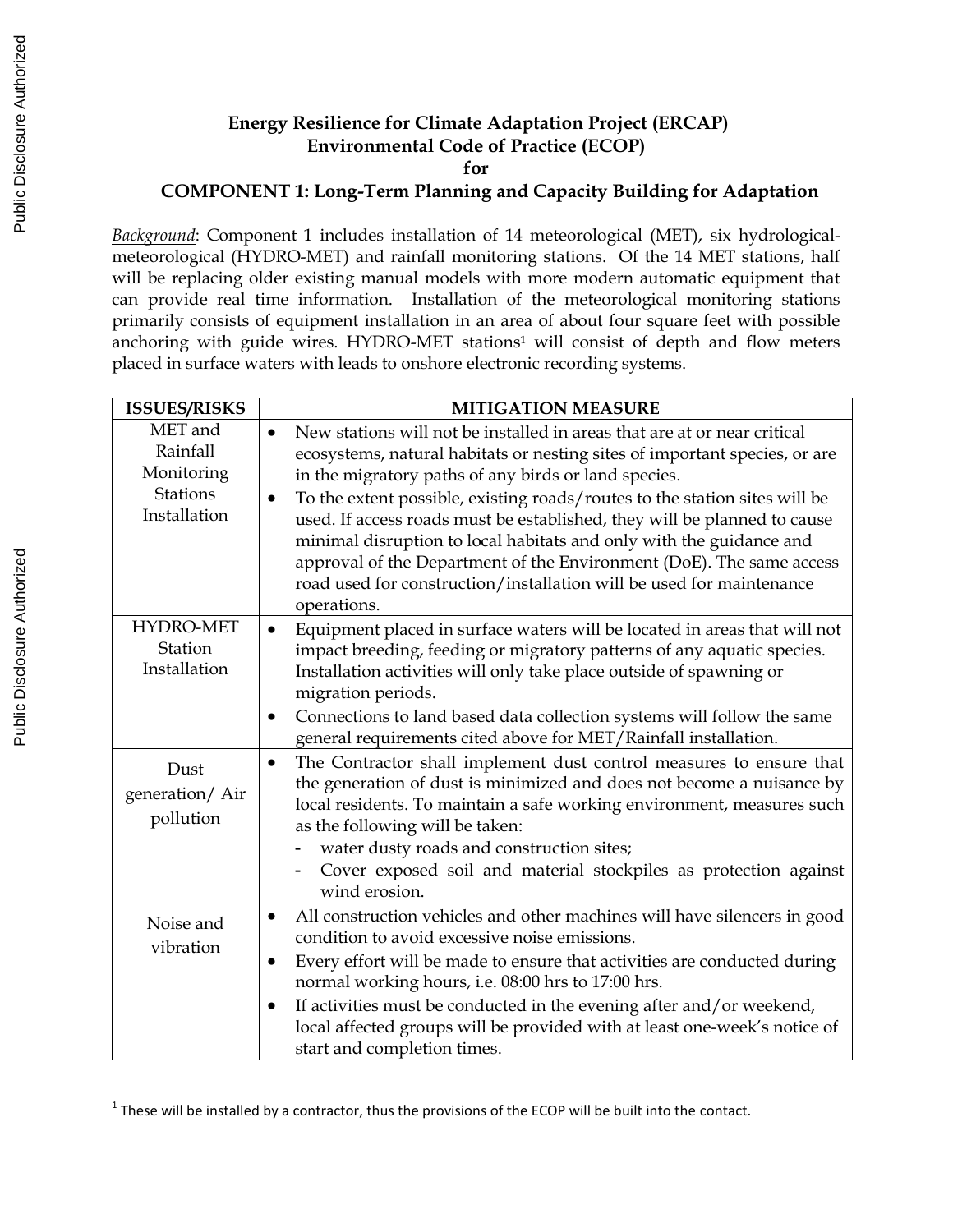# Energy Resilience for Climate Adaptation Project (ERCAP)
## Environmental Code of Practice (ECOP)
## for
## COMPONENT 1: Long-Term Planning and Capacity Building for Adaptation

*Background*: Component 1 includes installation of 14 meteorological (MET), six hydrological-meteorological (HYDRO-MET) and rainfall monitoring stations. Of the 14 MET stations, half will be replacing older existing manual models with more modern automatic equipment that can provide real time information. Installation of the meteorological monitoring stations primarily consists of equipment installation in an area of about four square feet with possible anchoring with guide wires. HYDRO-MET stations[1] will consist of depth and flow meters placed in surface waters with leads to onshore electronic recording systems.

| ISSUES/RISKS | MITIGATION MEASURE |
|---|---|
| MET and Rainfall Monitoring Stations Installation | • New stations will not be installed in areas that are at or near critical ecosystems, natural habitats or nesting sites of important species, or are in the migratory paths of any birds or land species.<br>• To the extent possible, existing roads/routes to the station sites will be used. If access roads must be established, they will be planned to cause minimal disruption to local habitats and only with the guidance and approval of the Department of the Environment (DoE). The same access road used for construction/installation will be used for maintenance operations. |
| HYDRO-MET Station Installation | • Equipment placed in surface waters will be located in areas that will not impact breeding, feeding or migratory patterns of any aquatic species. Installation activities will only take place outside of spawning or migration periods.<br>• Connections to land based data collection systems will follow the same general requirements cited above for MET/Rainfall installation. |
| Dust generation/ Air pollution | • The Contractor shall implement dust control measures to ensure that the generation of dust is minimized and does not become a nuisance by local residents. To maintain a safe working environment, measures such as the following will be taken:<br>- water dusty roads and construction sites;<br>- Cover exposed soil and material stockpiles as protection against wind erosion. |
| Noise and vibration | • All construction vehicles and other machines will have silencers in good condition to avoid excessive noise emissions.<br>• Every effort will be made to ensure that activities are conducted during normal working hours, i.e. 08:00 hrs to 17:00 hrs.<br>• If activities must be conducted in the evening after and/or weekend, local affected groups will be provided with at least one-week's notice of start and completion times. |

[1] These will be installed by a contractor, thus the provisions of the ECOP will be built into the contact.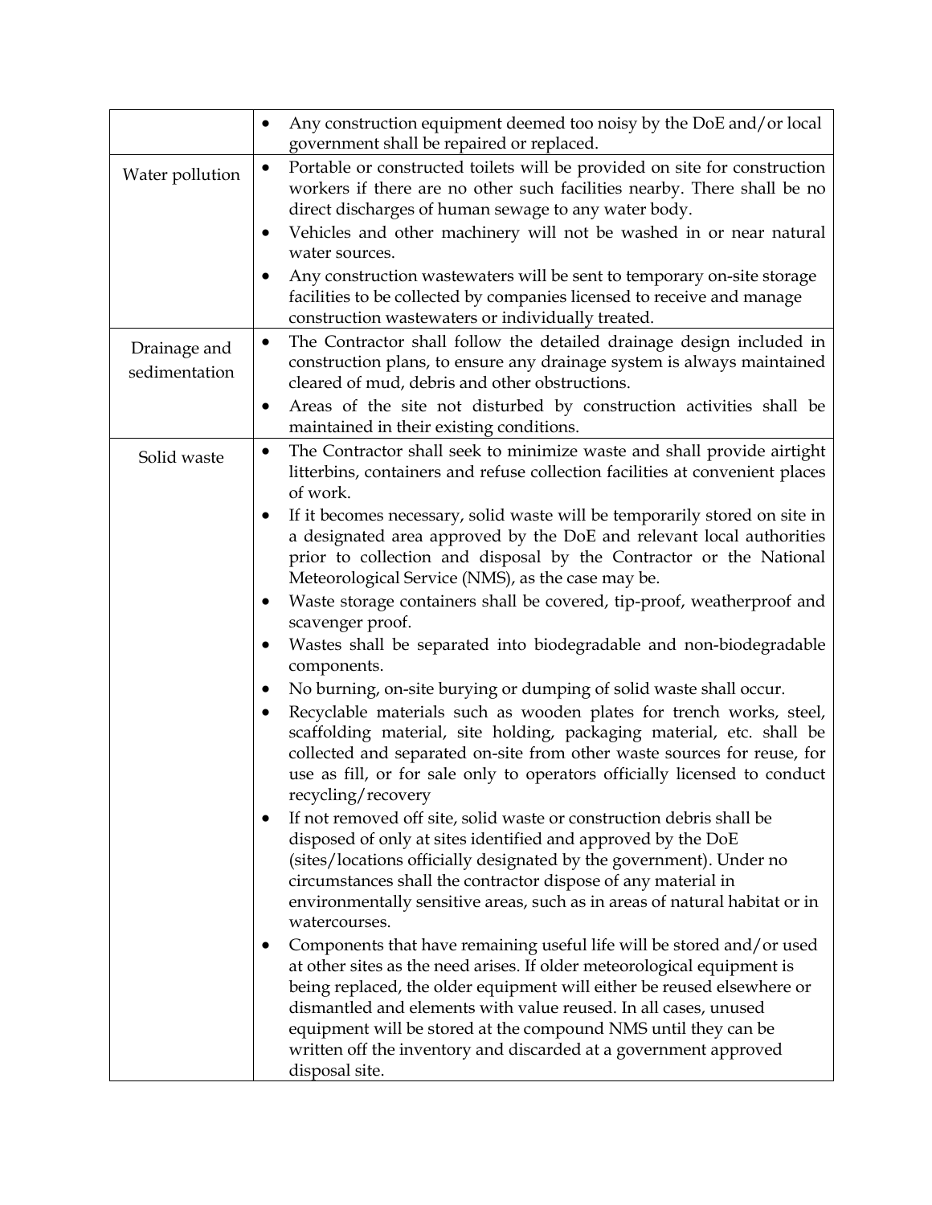| | |
|---|---|
| | • Any construction equipment deemed too noisy by the DoE and/or local government shall be repaired or replaced. |
| Water pollution | • Portable or constructed toilets will be provided on site for construction workers if there are no other such facilities nearby. There shall be no direct discharges of human sewage to any water body.<br>• Vehicles and other machinery will not be washed in or near natural water sources.<br>• Any construction wastewaters will be sent to temporary on-site storage facilities to be collected by companies licensed to receive and manage construction wastewaters or individually treated. |
| Drainage and sedimentation | • The Contractor shall follow the detailed drainage design included in construction plans, to ensure any drainage system is always maintained cleared of mud, debris and other obstructions.<br>• Areas of the site not disturbed by construction activities shall be maintained in their existing conditions. |
| Solid waste | • The Contractor shall seek to minimize waste and shall provide airtight litterbins, containers and refuse collection facilities at convenient places of work.<br>• If it becomes necessary, solid waste will be temporarily stored on site in a designated area approved by the DoE and relevant local authorities prior to collection and disposal by the Contractor or the National Meteorological Service (NMS), as the case may be.<br>• Waste storage containers shall be covered, tip-proof, weatherproof and scavenger proof.<br>• Wastes shall be separated into biodegradable and non-biodegradable components.<br>• No burning, on-site burying or dumping of solid waste shall occur.<br>• Recyclable materials such as wooden plates for trench works, steel, scaffolding material, site holding, packaging material, etc. shall be collected and separated on-site from other waste sources for reuse, for use as fill, or for sale only to operators officially licensed to conduct recycling/recovery<br>• If not removed off site, solid waste or construction debris shall be disposed of only at sites identified and approved by the DoE (sites/locations officially designated by the government). Under no circumstances shall the contractor dispose of any material in environmentally sensitive areas, such as in areas of natural habitat or in watercourses.<br>• Components that have remaining useful life will be stored and/or used at other sites as the need arises. If older meteorological equipment is being replaced, the older equipment will either be reused elsewhere or dismantled and elements with value reused. In all cases, unused equipment will be stored at the compound NMS until they can be written off the inventory and discarded at a government approved disposal site. |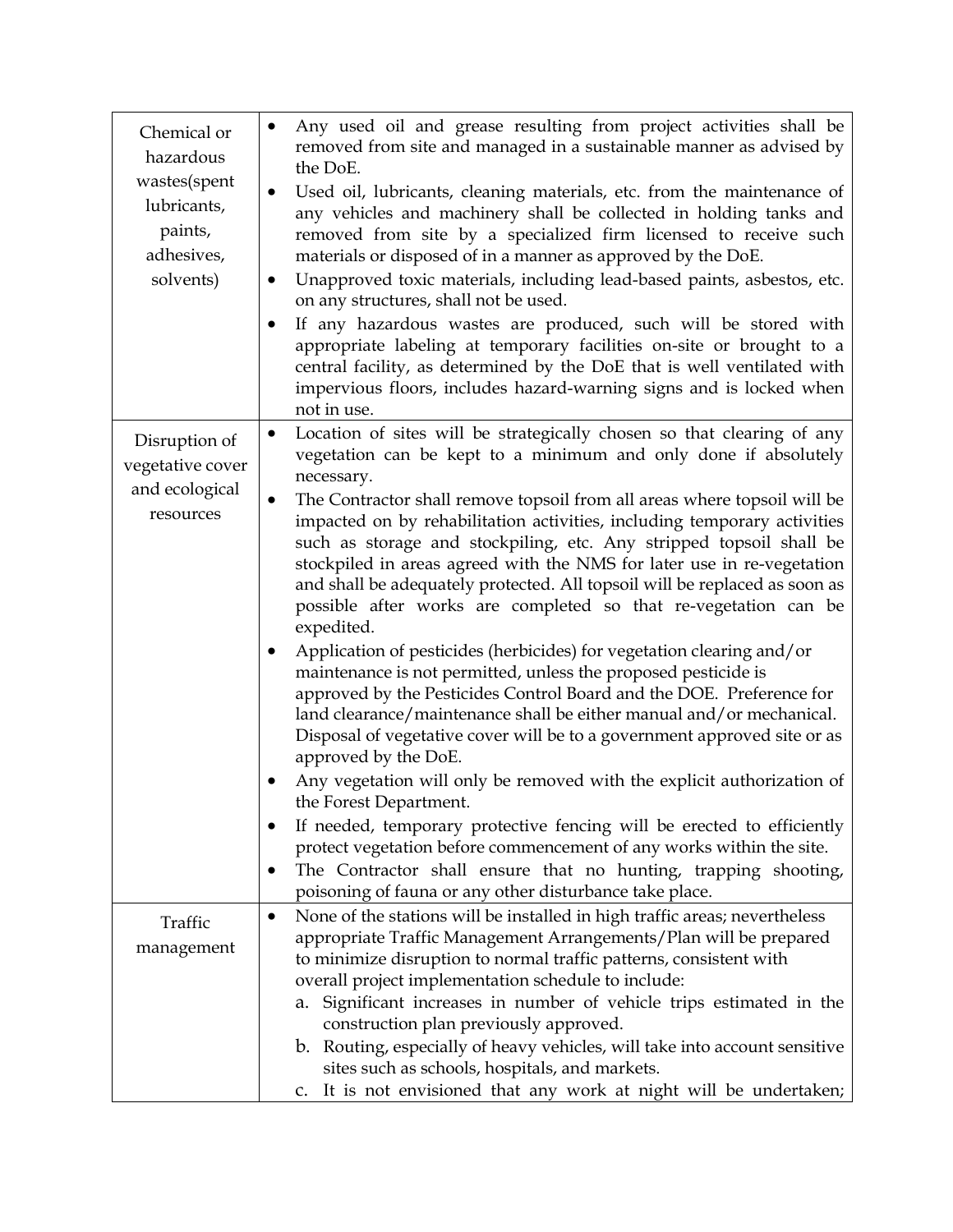| | |
|---|---|
| Chemical or hazardous wastes(spent lubricants, paints, adhesives, solvents) | • Any used oil and grease resulting from project activities shall be removed from site and managed in a sustainable manner as advised by the DoE.<br>• Used oil, lubricants, cleaning materials, etc. from the maintenance of any vehicles and machinery shall be collected in holding tanks and removed from site by a specialized firm licensed to receive such materials or disposed of in a manner as approved by the DoE.<br>• Unapproved toxic materials, including lead-based paints, asbestos, etc. on any structures, shall not be used.<br>• If any hazardous wastes are produced, such will be stored with appropriate labeling at temporary facilities on-site or brought to a central facility, as determined by the DoE that is well ventilated with impervious floors, includes hazard-warning signs and is locked when not in use. |
| Disruption of vegetative cover and ecological resources | • Location of sites will be strategically chosen so that clearing of any vegetation can be kept to a minimum and only done if absolutely necessary.<br>• The Contractor shall remove topsoil from all areas where topsoil will be impacted on by rehabilitation activities, including temporary activities such as storage and stockpiling, etc. Any stripped topsoil shall be stockpiled in areas agreed with the NMS for later use in re-vegetation and shall be adequately protected. All topsoil will be replaced as soon as possible after works are completed so that re-vegetation can be expedited.<br>• Application of pesticides (herbicides) for vegetation clearing and/or maintenance is not permitted, unless the proposed pesticide is approved by the Pesticides Control Board and the DOE. Preference for land clearance/maintenance shall be either manual and/or mechanical. Disposal of vegetative cover will be to a government approved site or as approved by the DoE.<br>• Any vegetation will only be removed with the explicit authorization of the Forest Department.<br>• If needed, temporary protective fencing will be erected to efficiently protect vegetation before commencement of any works within the site.<br>• The Contractor shall ensure that no hunting, trapping shooting, poisoning of fauna or any other disturbance take place. |
| Traffic management | • None of the stations will be installed in high traffic areas; nevertheless appropriate Traffic Management Arrangements/Plan will be prepared to minimize disruption to normal traffic patterns, consistent with overall project implementation schedule to include:<br>a. Significant increases in number of vehicle trips estimated in the construction plan previously approved.<br>b. Routing, especially of heavy vehicles, will take into account sensitive sites such as schools, hospitals, and markets.<br>c. It is not envisioned that any work at night will be undertaken; |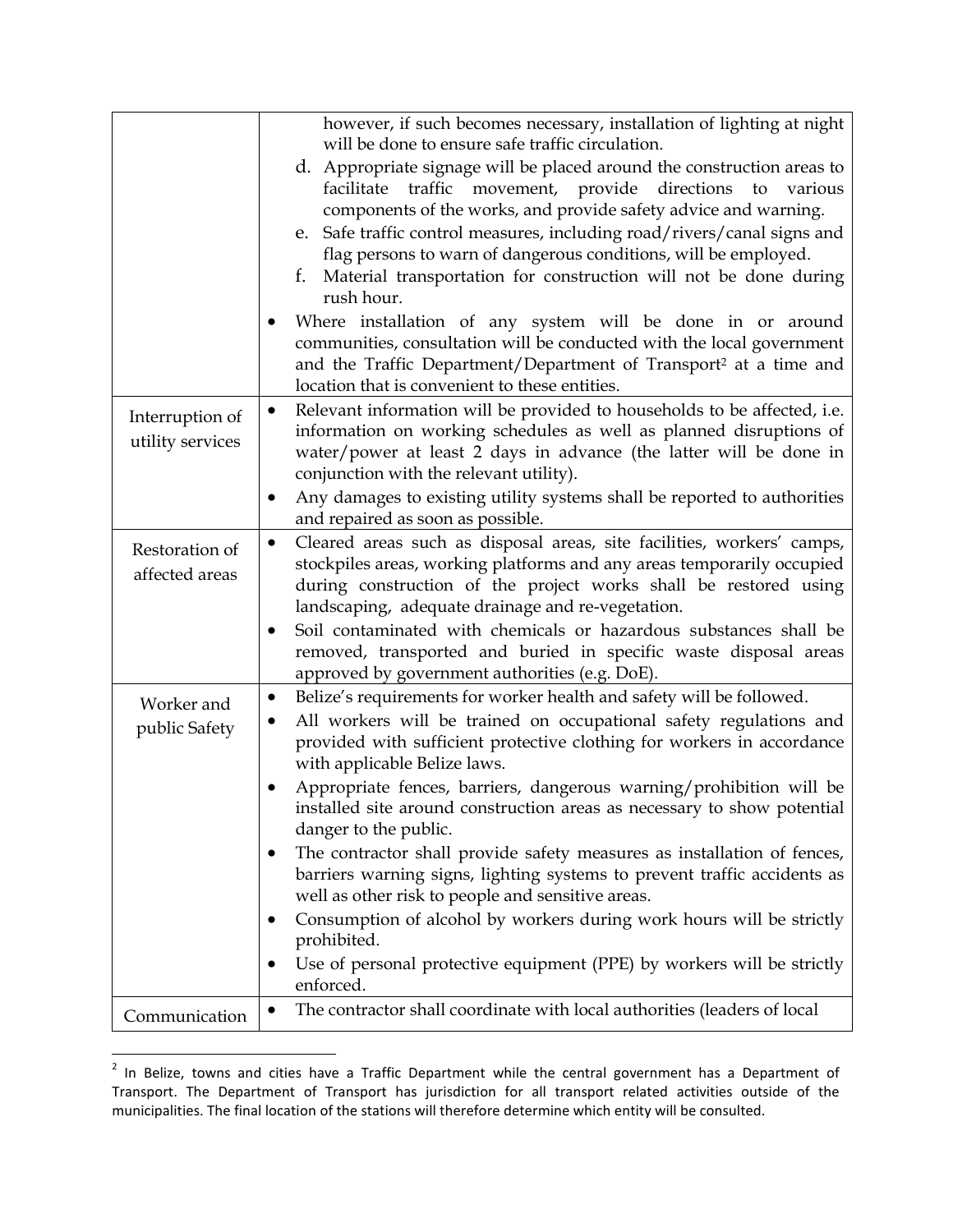| | |
|---|---|
| | however, if such becomes necessary, installation of lighting at night will be done to ensure safe traffic circulation.<br>d. Appropriate signage will be placed around the construction areas to facilitate traffic movement, provide directions to various components of the works, and provide safety advice and warning.<br>e. Safe traffic control measures, including road/rivers/canal signs and flag persons to warn of dangerous conditions, will be employed.<br>f. Material transportation for construction will not be done during rush hour.<br>• Where installation of any system will be done in or around communities, consultation will be conducted with the local government and the Traffic Department/Department of Transport[2] at a time and location that is convenient to these entities. |
| Interruption of utility services | • Relevant information will be provided to households to be affected, i.e. information on working schedules as well as planned disruptions of water/power at least 2 days in advance (the latter will be done in conjunction with the relevant utility).<br>• Any damages to existing utility systems shall be reported to authorities and repaired as soon as possible. |
| Restoration of affected areas | • Cleared areas such as disposal areas, site facilities, workers' camps, stockpiles areas, working platforms and any areas temporarily occupied during construction of the project works shall be restored using landscaping, adequate drainage and re-vegetation.<br>• Soil contaminated with chemicals or hazardous substances shall be removed, transported and buried in specific waste disposal areas approved by government authorities (e.g. DoE). |
| Worker and public Safety | • Belize's requirements for worker health and safety will be followed.<br>• All workers will be trained on occupational safety regulations and provided with sufficient protective clothing for workers in accordance with applicable Belize laws.<br>• Appropriate fences, barriers, dangerous warning/prohibition will be installed site around construction areas as necessary to show potential danger to the public.<br>• The contractor shall provide safety measures as installation of fences, barriers warning signs, lighting systems to prevent traffic accidents as well as other risk to people and sensitive areas.<br>• Consumption of alcohol by workers during work hours will be strictly prohibited.<br>• Use of personal protective equipment (PPE) by workers will be strictly enforced. |
| Communication | • The contractor shall coordinate with local authorities (leaders of local |

[2] In Belize, towns and cities have a Traffic Department while the central government has a Department of Transport. The Department of Transport has jurisdiction for all transport related activities outside of the municipalities. The final location of the stations will therefore determine which entity will be consulted.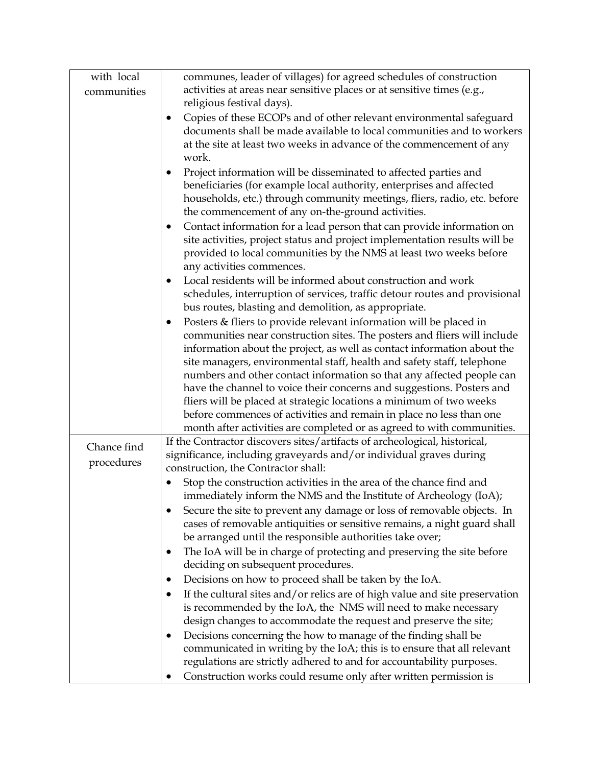| with local communities | communes, leader of villages) for agreed schedules of construction activities at areas near sensitive places or at sensitive times (e.g., religious festival days).<br>• Copies of these ECOPs and of other relevant environmental safeguard documents shall be made available to local communities and to workers at the site at least two weeks in advance of the commencement of any work.<br>• Project information will be disseminated to affected parties and beneficiaries (for example local authority, enterprises and affected households, etc.) through community meetings, fliers, radio, etc. before the commencement of any on-the-ground activities.<br>• Contact information for a lead person that can provide information on site activities, project status and project implementation results will be provided to local communities by the NMS at least two weeks before any activities commences.<br>• Local residents will be informed about construction and work schedules, interruption of services, traffic detour routes and provisional bus routes, blasting and demolition, as appropriate.<br>• Posters & fliers to provide relevant information will be placed in communities near construction sites. The posters and fliers will include information about the project, as well as contact information about the site managers, environmental staff, health and safety staff, telephone numbers and other contact information so that any affected people can have the channel to voice their concerns and suggestions. Posters and fliers will be placed at strategic locations a minimum of two weeks before commences of activities and remain in place no less than one month after activities are completed or as agreed to with communities. |
|---|---|
| Chance find procedures | If the Contractor discovers sites/artifacts of archeological, historical, significance, including graveyards and/or individual graves during construction, the Contractor shall:<br>• Stop the construction activities in the area of the chance find and immediately inform the NMS and the Institute of Archeology (IoA);<br>• Secure the site to prevent any damage or loss of removable objects. In cases of removable antiquities or sensitive remains, a night guard shall be arranged until the responsible authorities take over;<br>• The IoA will be in charge of protecting and preserving the site before deciding on subsequent procedures.<br>• Decisions on how to proceed shall be taken by the IoA.<br>• If the cultural sites and/or relics are of high value and site preservation is recommended by the IoA, the NMS will need to make necessary design changes to accommodate the request and preserve the site;<br>• Decisions concerning the how to manage of the finding shall be communicated in writing by the IoA; this is to ensure that all relevant regulations are strictly adhered to and for accountability purposes.<br>• Construction works could resume only after written permission is |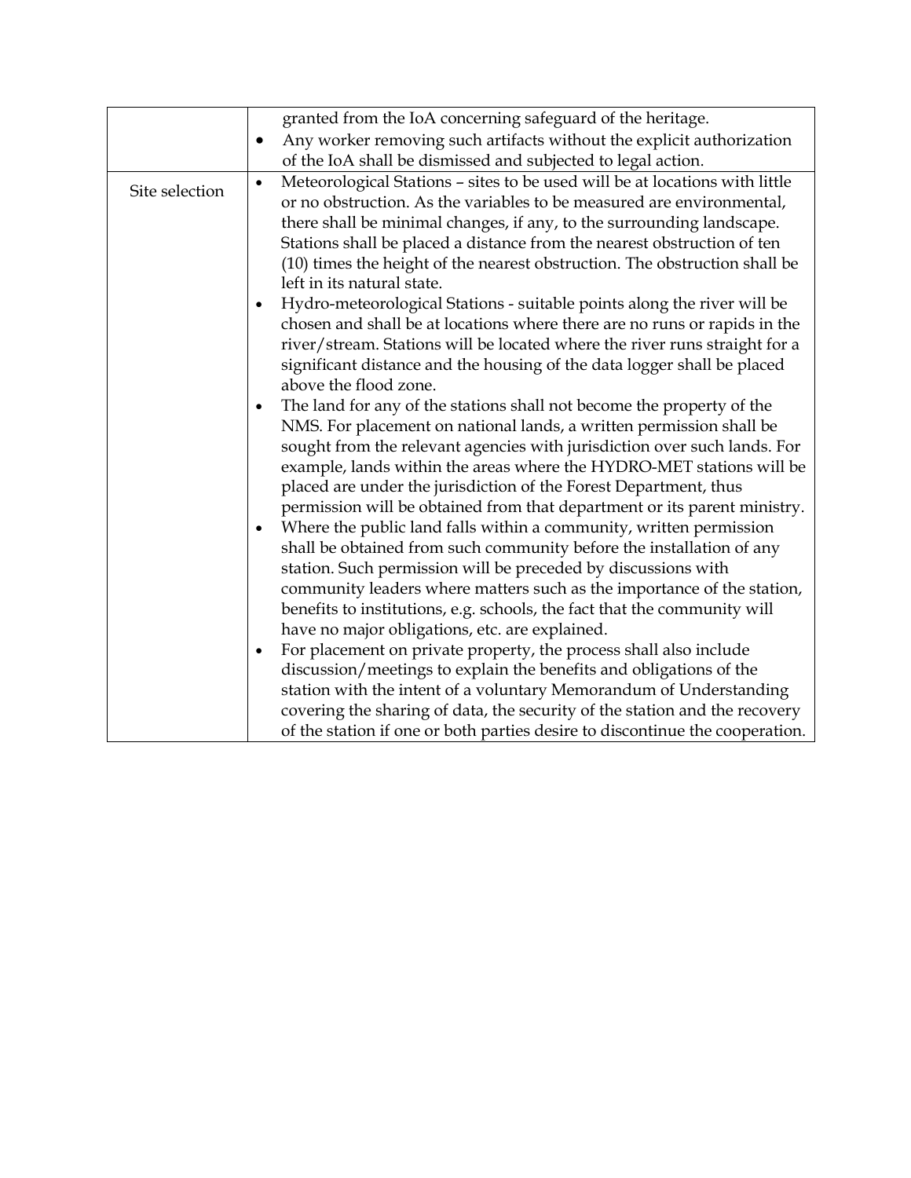| | |
|---|---|
| | granted from the IoA concerning safeguard of the heritage.<br>• Any worker removing such artifacts without the explicit authorization of the IoA shall be dismissed and subjected to legal action. |
| Site selection | • Meteorological Stations – sites to be used will be at locations with little or no obstruction. As the variables to be measured are environmental, there shall be minimal changes, if any, to the surrounding landscape. Stations shall be placed a distance from the nearest obstruction of ten (10) times the height of the nearest obstruction. The obstruction shall be left in its natural state.<br>• Hydro-meteorological Stations - suitable points along the river will be chosen and shall be at locations where there are no runs or rapids in the river/stream. Stations will be located where the river runs straight for a significant distance and the housing of the data logger shall be placed above the flood zone.<br>• The land for any of the stations shall not become the property of the NMS. For placement on national lands, a written permission shall be sought from the relevant agencies with jurisdiction over such lands. For example, lands within the areas where the HYDRO-MET stations will be placed are under the jurisdiction of the Forest Department, thus permission will be obtained from that department or its parent ministry.<br>• Where the public land falls within a community, written permission shall be obtained from such community before the installation of any station. Such permission will be preceded by discussions with community leaders where matters such as the importance of the station, benefits to institutions, e.g. schools, the fact that the community will have no major obligations, etc. are explained.<br>• For placement on private property, the process shall also include discussion/meetings to explain the benefits and obligations of the station with the intent of a voluntary Memorandum of Understanding covering the sharing of data, the security of the station and the recovery of the station if one or both parties desire to discontinue the cooperation. |